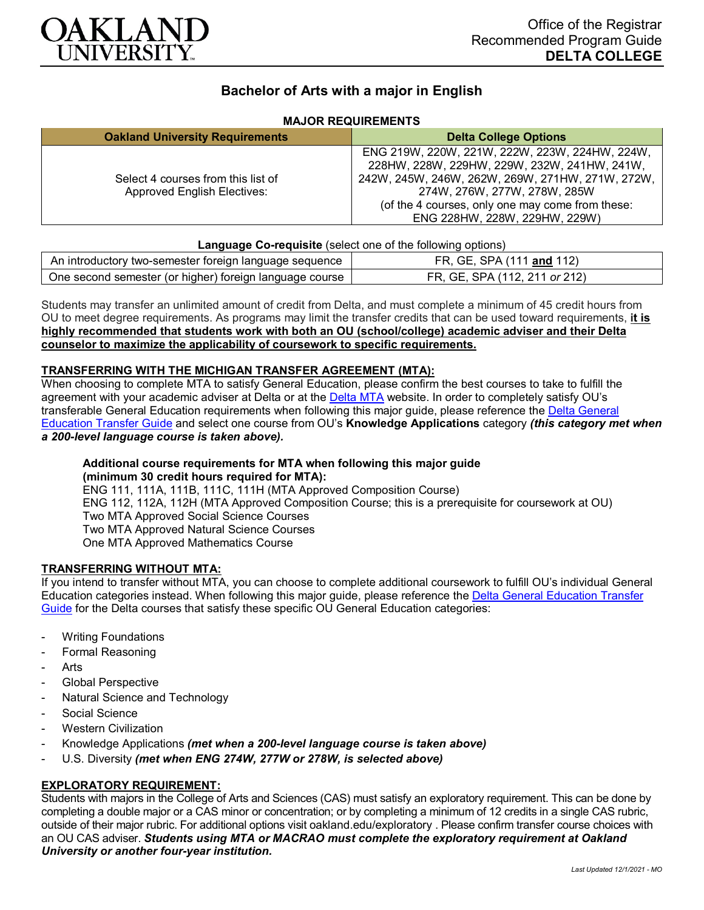Office of the Registrar
Recommended Program Guide
**DELTA COLLEGE**

# Bachelor of Arts with a major in English

## MAJOR REQUIREMENTS

| Oakland University Requirements | Delta College Options |
|---|---|
| Select 4 courses from this list of Approved English Electives: | ENG 219W, 220W, 221W, 222W, 223W, 224HW, 224W, 228HW, 228W, 229HW, 229W, 232W, 241HW, 241W, 242W, 245W, 246W, 262W, 269W, 271HW, 271W, 272W, 274W, 276W, 277W, 278W, 285W (of the 4 courses, only one may come from these: ENG 228HW, 228W, 229HW, 229W) |

**Language Co-requisite** (select one of the following options)

| | |
|---|---|
| An introductory two-semester foreign language sequence | FR, GE, SPA (111 **and** 112) |
| One second semester (or higher) foreign language course | FR, GE, SPA (112, 211 *or* 212) |

Students may transfer an unlimited amount of credit from Delta, and must complete a minimum of 45 credit hours from OU to meet degree requirements. As programs may limit the transfer credits that can be used toward requirements, **it is highly recommended that students work with both an OU (school/college) academic adviser and their Delta counselor to maximize the applicability of coursework to specific requirements.**

### TRANSFERRING WITH THE MICHIGAN TRANSFER AGREEMENT (MTA):

When choosing to complete MTA to satisfy General Education, please confirm the best courses to take to fulfill the agreement with your academic adviser at Delta or at the Delta MTA website. In order to completely satisfy OU's transferable General Education requirements when following this major guide, please reference the Delta General Education Transfer Guide and select one course from OU's **Knowledge Applications** category ***(this category met when a 200-level language course is taken above).***

**Additional course requirements for MTA when following this major guide (minimum 30 credit hours required for MTA):**
ENG 111, 111A, 111B, 111C, 111H (MTA Approved Composition Course)
ENG 112, 112A, 112H (MTA Approved Composition Course; this is a prerequisite for coursework at OU)
Two MTA Approved Social Science Courses
Two MTA Approved Natural Science Courses
One MTA Approved Mathematics Course

### TRANSFERRING WITHOUT MTA:

If you intend to transfer without MTA, you can choose to complete additional coursework to fulfill OU's individual General Education categories instead. When following this major guide, please reference the Delta General Education Transfer Guide for the Delta courses that satisfy these specific OU General Education categories:

- Writing Foundations
- Formal Reasoning
- Arts
- Global Perspective
- Natural Science and Technology
- Social Science
- Western Civilization
- Knowledge Applications ***(met when a 200-level language course is taken above)***
- U.S. Diversity ***(met when ENG 274W, 277W or 278W, is selected above)***

### EXPLORATORY REQUIREMENT:

Students with majors in the College of Arts and Sciences (CAS) must satisfy an exploratory requirement. This can be done by completing a double major or a CAS minor or concentration; or by completing a minimum of 12 credits in a single CAS rubric, outside of their major rubric. For additional options visit oakland.edu/exploratory . Please confirm transfer course choices with an OU CAS adviser. ***Students using MTA or MACRAO must complete the exploratory requirement at Oakland University or another four-year institution.***

*Last Updated 12/1/2021 - MO*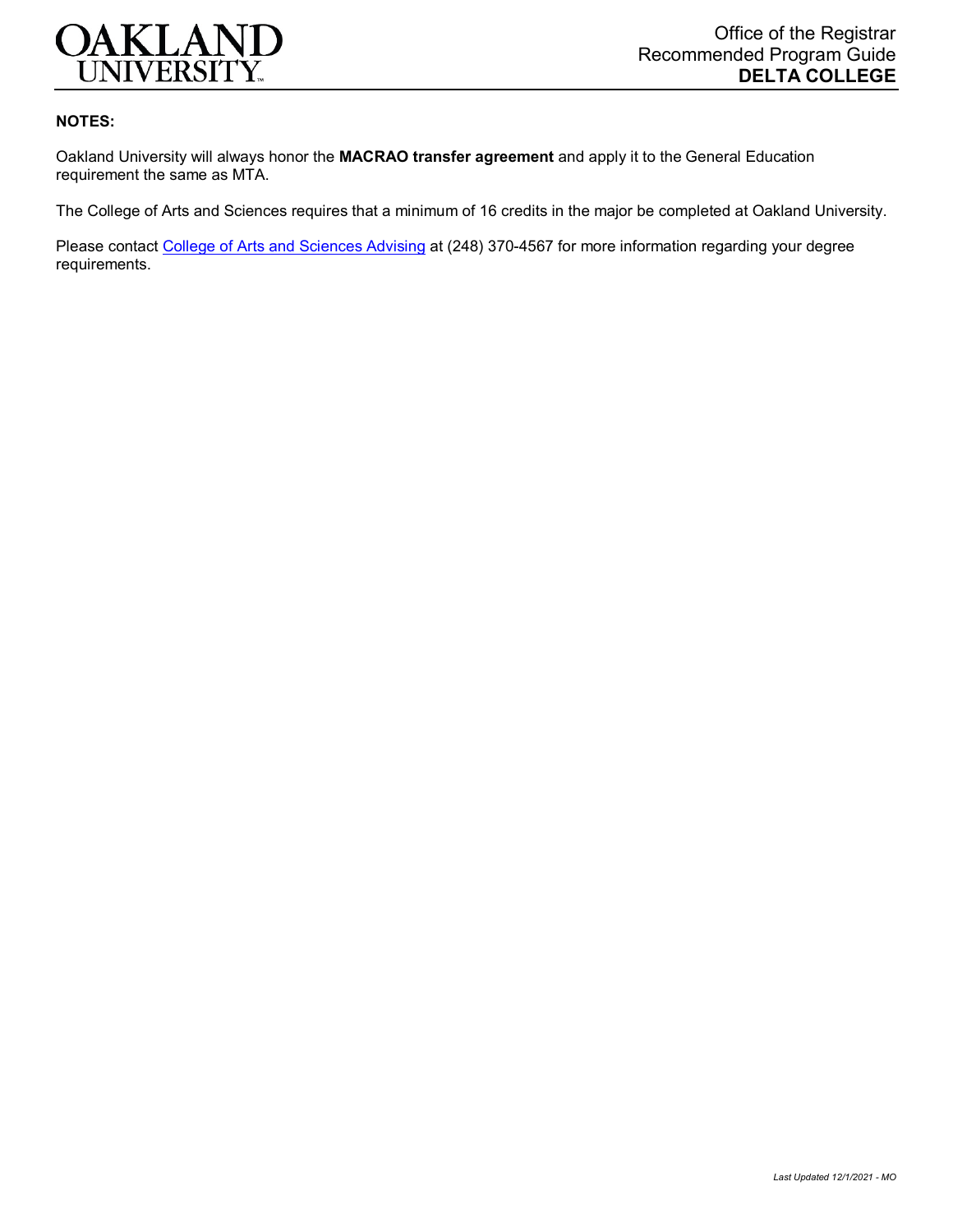**NOTES:**

Oakland University will always honor the **MACRAO transfer agreement** and apply it to the General Education requirement the same as MTA.

The College of Arts and Sciences requires that a minimum of 16 credits in the major be completed at Oakland University.

Please contact College of Arts and Sciences Advising at (248) 370-4567 for more information regarding your degree requirements.